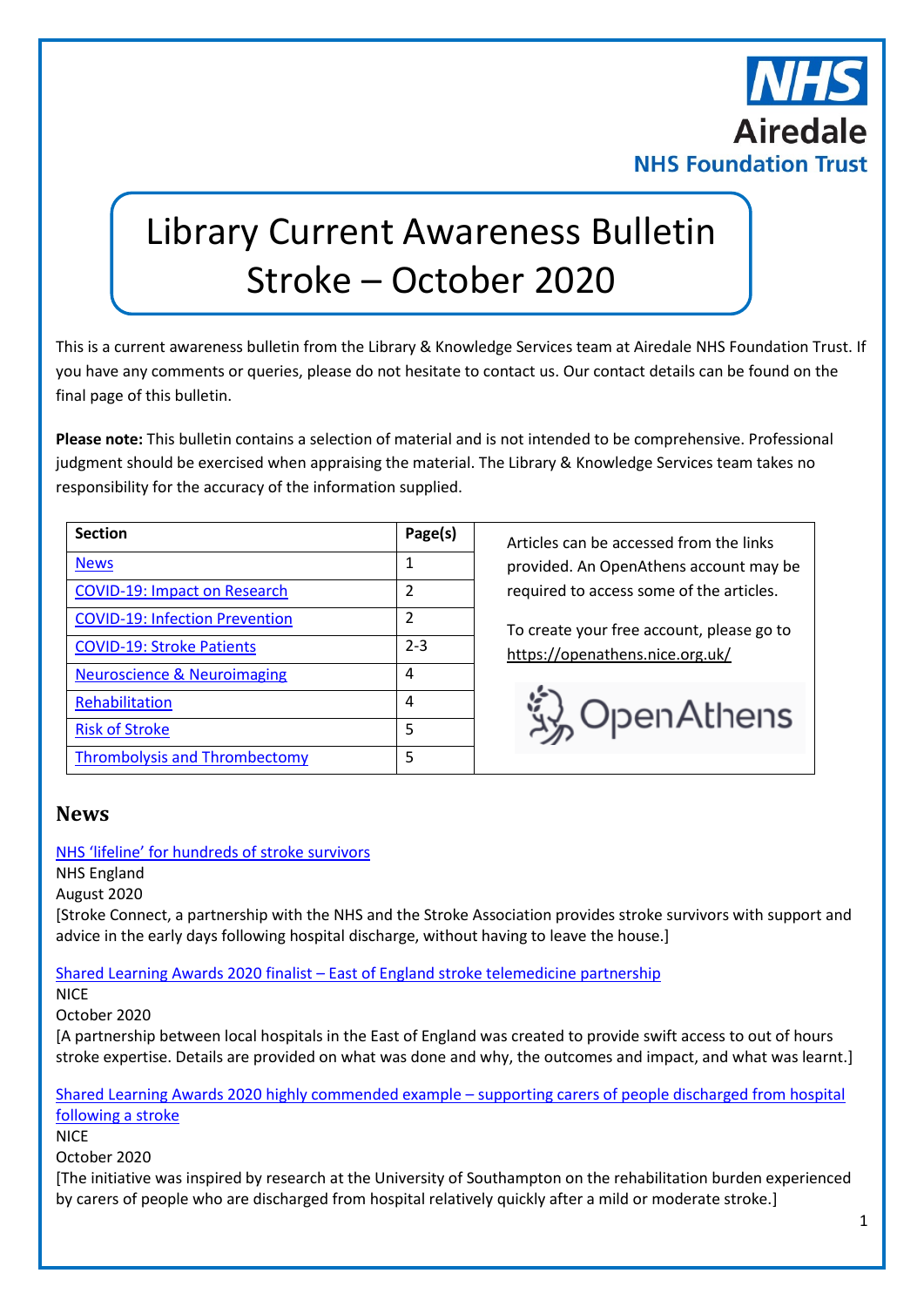# Library Current Awareness Bulletin Stroke – October 2020

This is a current awareness bulletin from the Library & Knowledge Services team at Airedale NHS Foundation Trust. If you have any comments or queries, please do not hesitate to contact us. Our contact details can be found on the final page of this bulletin.

**Please note:** This bulletin contains a selection of material and is not intended to be comprehensive. Professional judgment should be exercised when appraising the material. The Library & Knowledge Services team takes no responsibility for the accuracy of the information supplied.

| Section | Page(s) |
|---|---|
| News | 1 |
| COVID-19: Impact on Research | 2 |
| COVID-19: Infection Prevention | 2 |
| COVID-19: Stroke Patients | 2-3 |
| Neuroscience & Neuroimaging | 4 |
| Rehabilitation | 4 |
| Risk of Stroke | 5 |
| Thrombolysis and Thrombectomy | 5 |

Articles can be accessed from the links provided. An OpenAthens account may be required to access some of the articles.

To create your free account, please go to https://openathens.nice.org.uk/

## News

NHS 'lifeline' for hundreds of stroke survivors
NHS England
August 2020
[Stroke Connect, a partnership with the NHS and the Stroke Association provides stroke survivors with support and advice in the early days following hospital discharge, without having to leave the house.]

Shared Learning Awards 2020 finalist – East of England stroke telemedicine partnership
NICE
October 2020
[A partnership between local hospitals in the East of England was created to provide swift access to out of hours stroke expertise. Details are provided on what was done and why, the outcomes and impact, and what was learnt.]

Shared Learning Awards 2020 highly commended example – supporting carers of people discharged from hospital following a stroke
NICE
October 2020
[The initiative was inspired by research at the University of Southampton on the rehabilitation burden experienced by carers of people who are discharged from hospital relatively quickly after a mild or moderate stroke.]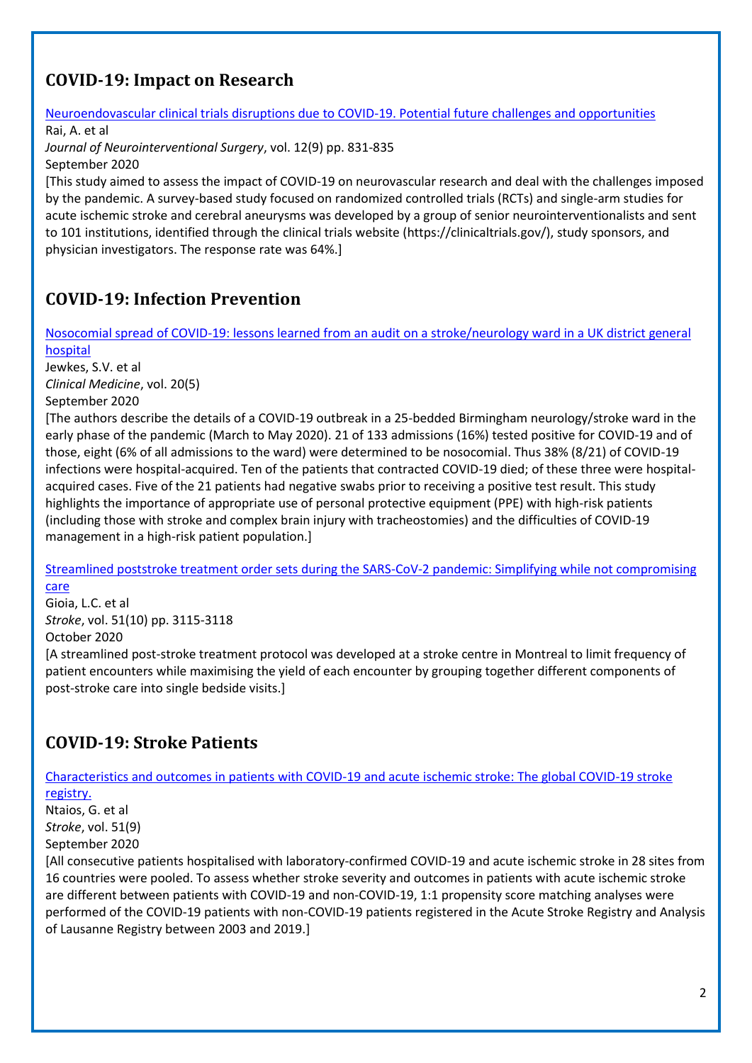## COVID-19: Impact on Research

[Neuroendovascular clinical trials disruptions due to COVID-19. Potential future challenges and opportunities]

Rai, A. et al

*Journal of Neurointerventional Surgery*, vol. 12(9) pp. 831-835

September 2020

[This study aimed to assess the impact of COVID-19 on neurovascular research and deal with the challenges imposed by the pandemic. A survey-based study focused on randomized controlled trials (RCTs) and single-arm studies for acute ischemic stroke and cerebral aneurysms was developed by a group of senior neurointerventionalists and sent to 101 institutions, identified through the clinical trials website (https://clinicaltrials.gov/), study sponsors, and physician investigators. The response rate was 64%.]

## COVID-19: Infection Prevention

[Nosocomial spread of COVID-19: lessons learned from an audit on a stroke/neurology ward in a UK district general hospital]

Jewkes, S.V. et al

*Clinical Medicine*, vol. 20(5)

September 2020

[The authors describe the details of a COVID-19 outbreak in a 25-bedded Birmingham neurology/stroke ward in the early phase of the pandemic (March to May 2020). 21 of 133 admissions (16%) tested positive for COVID-19 and of those, eight (6% of all admissions to the ward) were determined to be nosocomial. Thus 38% (8/21) of COVID-19 infections were hospital-acquired. Ten of the patients that contracted COVID-19 died; of these three were hospital-acquired cases. Five of the 21 patients had negative swabs prior to receiving a positive test result. This study highlights the importance of appropriate use of personal protective equipment (PPE) with high-risk patients (including those with stroke and complex brain injury with tracheostomies) and the difficulties of COVID-19 management in a high-risk patient population.]

[Streamlined poststroke treatment order sets during the SARS-CoV-2 pandemic: Simplifying while not compromising care]

Gioia, L.C. et al

*Stroke*, vol. 51(10) pp. 3115-3118

October 2020

[A streamlined post-stroke treatment protocol was developed at a stroke centre in Montreal to limit frequency of patient encounters while maximising the yield of each encounter by grouping together different components of post-stroke care into single bedside visits.]

## COVID-19: Stroke Patients

[Characteristics and outcomes in patients with COVID-19 and acute ischemic stroke: The global COVID-19 stroke registry.]

Ntaios, G. et al

*Stroke*, vol. 51(9)

September 2020

[All consecutive patients hospitalised with laboratory-confirmed COVID-19 and acute ischemic stroke in 28 sites from 16 countries were pooled. To assess whether stroke severity and outcomes in patients with acute ischemic stroke are different between patients with COVID-19 and non-COVID-19, 1:1 propensity score matching analyses were performed of the COVID-19 patients with non-COVID-19 patients registered in the Acute Stroke Registry and Analysis of Lausanne Registry between 2003 and 2019.]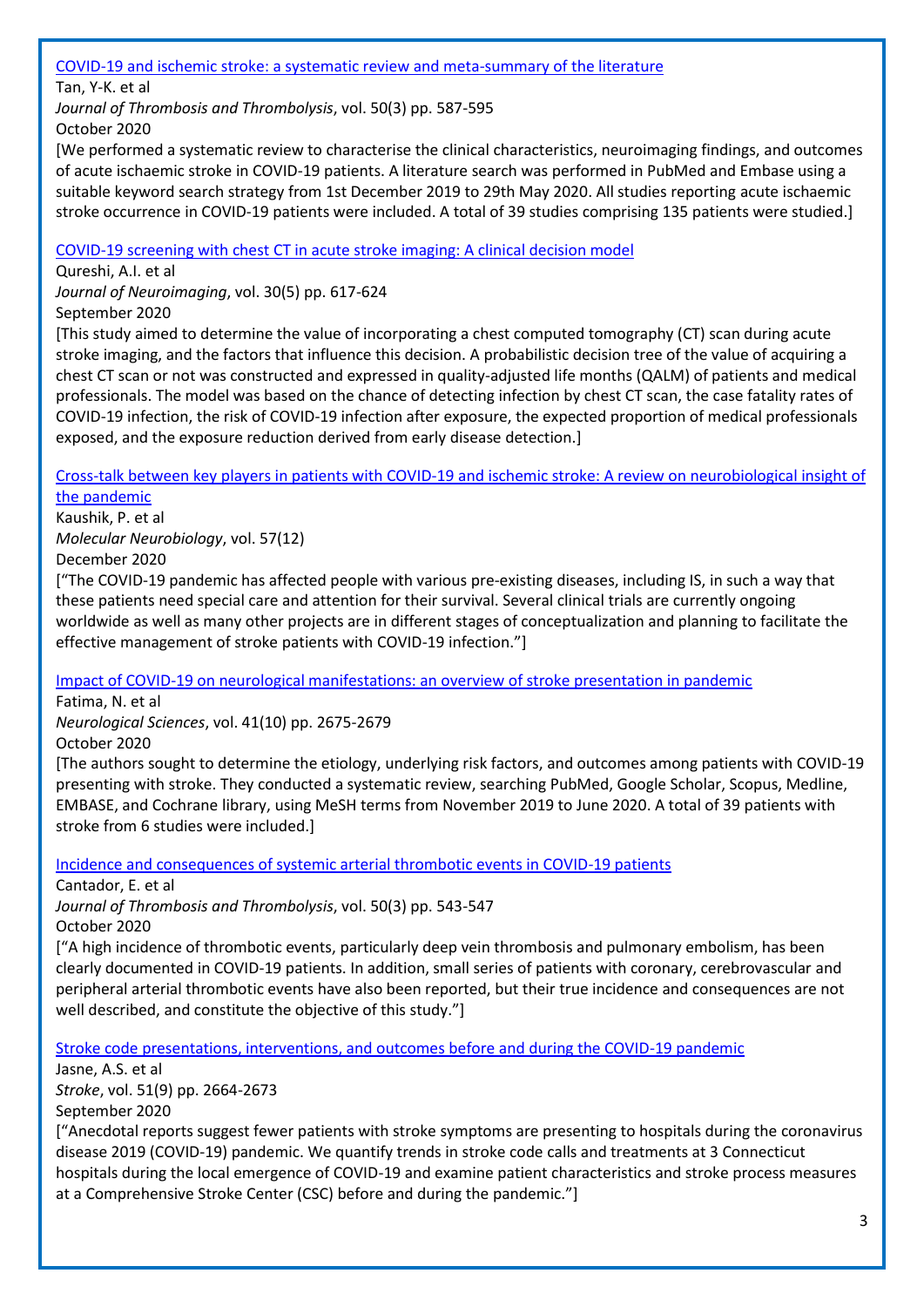[COVID-19 and ischemic stroke: a systematic review and meta-summary of the literature]

Tan, Y-K. et al

*Journal of Thrombosis and Thrombolysis*, vol. 50(3) pp. 587-595

October 2020

[We performed a systematic review to characterise the clinical characteristics, neuroimaging findings, and outcomes of acute ischaemic stroke in COVID-19 patients. A literature search was performed in PubMed and Embase using a suitable keyword search strategy from 1st December 2019 to 29th May 2020. All studies reporting acute ischaemic stroke occurrence in COVID-19 patients were included. A total of 39 studies comprising 135 patients were studied.]

[COVID-19 screening with chest CT in acute stroke imaging: A clinical decision model]

Qureshi, A.I. et al

*Journal of Neuroimaging*, vol. 30(5) pp. 617-624

September 2020

[This study aimed to determine the value of incorporating a chest computed tomography (CT) scan during acute stroke imaging, and the factors that influence this decision. A probabilistic decision tree of the value of acquiring a chest CT scan or not was constructed and expressed in quality-adjusted life months (QALM) of patients and medical professionals. The model was based on the chance of detecting infection by chest CT scan, the case fatality rates of COVID-19 infection, the risk of COVID-19 infection after exposure, the expected proportion of medical professionals exposed, and the exposure reduction derived from early disease detection.]

[Cross-talk between key players in patients with COVID-19 and ischemic stroke: A review on neurobiological insight of the pandemic]

Kaushik, P. et al

*Molecular Neurobiology*, vol. 57(12)

December 2020

["The COVID-19 pandemic has affected people with various pre-existing diseases, including IS, in such a way that these patients need special care and attention for their survival. Several clinical trials are currently ongoing worldwide as well as many other projects are in different stages of conceptualization and planning to facilitate the effective management of stroke patients with COVID-19 infection."]

[Impact of COVID-19 on neurological manifestations: an overview of stroke presentation in pandemic]

Fatima, N. et al

*Neurological Sciences*, vol. 41(10) pp. 2675-2679

October 2020

[The authors sought to determine the etiology, underlying risk factors, and outcomes among patients with COVID-19 presenting with stroke. They conducted a systematic review, searching PubMed, Google Scholar, Scopus, Medline, EMBASE, and Cochrane library, using MeSH terms from November 2019 to June 2020. A total of 39 patients with stroke from 6 studies were included.]

[Incidence and consequences of systemic arterial thrombotic events in COVID-19 patients]

Cantador, E. et al

*Journal of Thrombosis and Thrombolysis*, vol. 50(3) pp. 543-547

October 2020

["A high incidence of thrombotic events, particularly deep vein thrombosis and pulmonary embolism, has been clearly documented in COVID-19 patients. In addition, small series of patients with coronary, cerebrovascular and peripheral arterial thrombotic events have also been reported, but their true incidence and consequences are not well described, and constitute the objective of this study."]

[Stroke code presentations, interventions, and outcomes before and during the COVID-19 pandemic]

Jasne, A.S. et al

*Stroke*, vol. 51(9) pp. 2664-2673

September 2020

["Anecdotal reports suggest fewer patients with stroke symptoms are presenting to hospitals during the coronavirus disease 2019 (COVID-19) pandemic. We quantify trends in stroke code calls and treatments at 3 Connecticut hospitals during the local emergence of COVID-19 and examine patient characteristics and stroke process measures at a Comprehensive Stroke Center (CSC) before and during the pandemic."]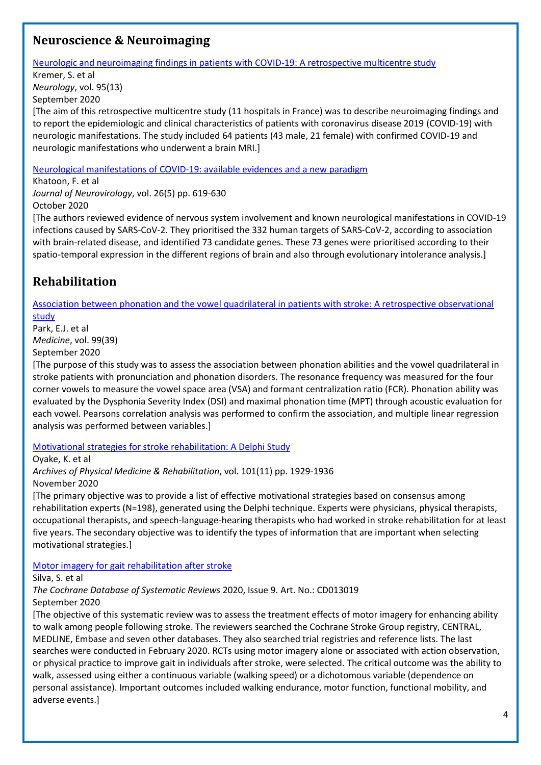## Neuroscience & Neuroimaging

[Neurologic and neuroimaging findings in patients with COVID-19: A retrospective multicentre study]

Kremer, S. et al
*Neurology*, vol. 95(13)
September 2020
[The aim of this retrospective multicentre study (11 hospitals in France) was to describe neuroimaging findings and to report the epidemiologic and clinical characteristics of patients with coronavirus disease 2019 (COVID-19) with neurologic manifestations. The study included 64 patients (43 male, 21 female) with confirmed COVID-19 and neurologic manifestations who underwent a brain MRI.]

[Neurological manifestations of COVID-19: available evidences and a new paradigm]

Khatoon, F. et al
*Journal of Neurovirology*, vol. 26(5) pp. 619-630
October 2020
[The authors reviewed evidence of nervous system involvement and known neurological manifestations in COVID-19 infections caused by SARS-CoV-2. They prioritised the 332 human targets of SARS-CoV-2, according to association with brain-related disease, and identified 73 candidate genes. These 73 genes were prioritised according to their spatio-temporal expression in the different regions of brain and also through evolutionary intolerance analysis.]

## Rehabilitation

[Association between phonation and the vowel quadrilateral in patients with stroke: A retrospective observational study]

Park, E.J. et al
*Medicine*, vol. 99(39)
September 2020
[The purpose of this study was to assess the association between phonation abilities and the vowel quadrilateral in stroke patients with pronunciation and phonation disorders. The resonance frequency was measured for the four corner vowels to measure the vowel space area (VSA) and formant centralization ratio (FCR). Phonation ability was evaluated by the Dysphonia Severity Index (DSI) and maximal phonation time (MPT) through acoustic evaluation for each vowel. Pearsons correlation analysis was performed to confirm the association, and multiple linear regression analysis was performed between variables.]

[Motivational strategies for stroke rehabilitation: A Delphi Study]

Oyake, K. et al
*Archives of Physical Medicine & Rehabilitation*, vol. 101(11) pp. 1929-1936
November 2020
[The primary objective was to provide a list of effective motivational strategies based on consensus among rehabilitation experts (N=198), generated using the Delphi technique. Experts were physicians, physical therapists, occupational therapists, and speech-language-hearing therapists who had worked in stroke rehabilitation for at least five years. The secondary objective was to identify the types of information that are important when selecting motivational strategies.]

[Motor imagery for gait rehabilitation after stroke]

Silva, S. et al
*The Cochrane Database of Systematic Reviews* 2020, Issue 9. Art. No.: CD013019
September 2020
[The objective of this systematic review was to assess the treatment effects of motor imagery for enhancing ability to walk among people following stroke. The reviewers searched the Cochrane Stroke Group registry, CENTRAL, MEDLINE, Embase and seven other databases. They also searched trial registries and reference lists. The last searches were conducted in February 2020. RCTs using motor imagery alone or associated with action observation, or physical practice to improve gait in individuals after stroke, were selected. The critical outcome was the ability to walk, assessed using either a continuous variable (walking speed) or a dichotomous variable (dependence on personal assistance). Important outcomes included walking endurance, motor function, functional mobility, and adverse events.]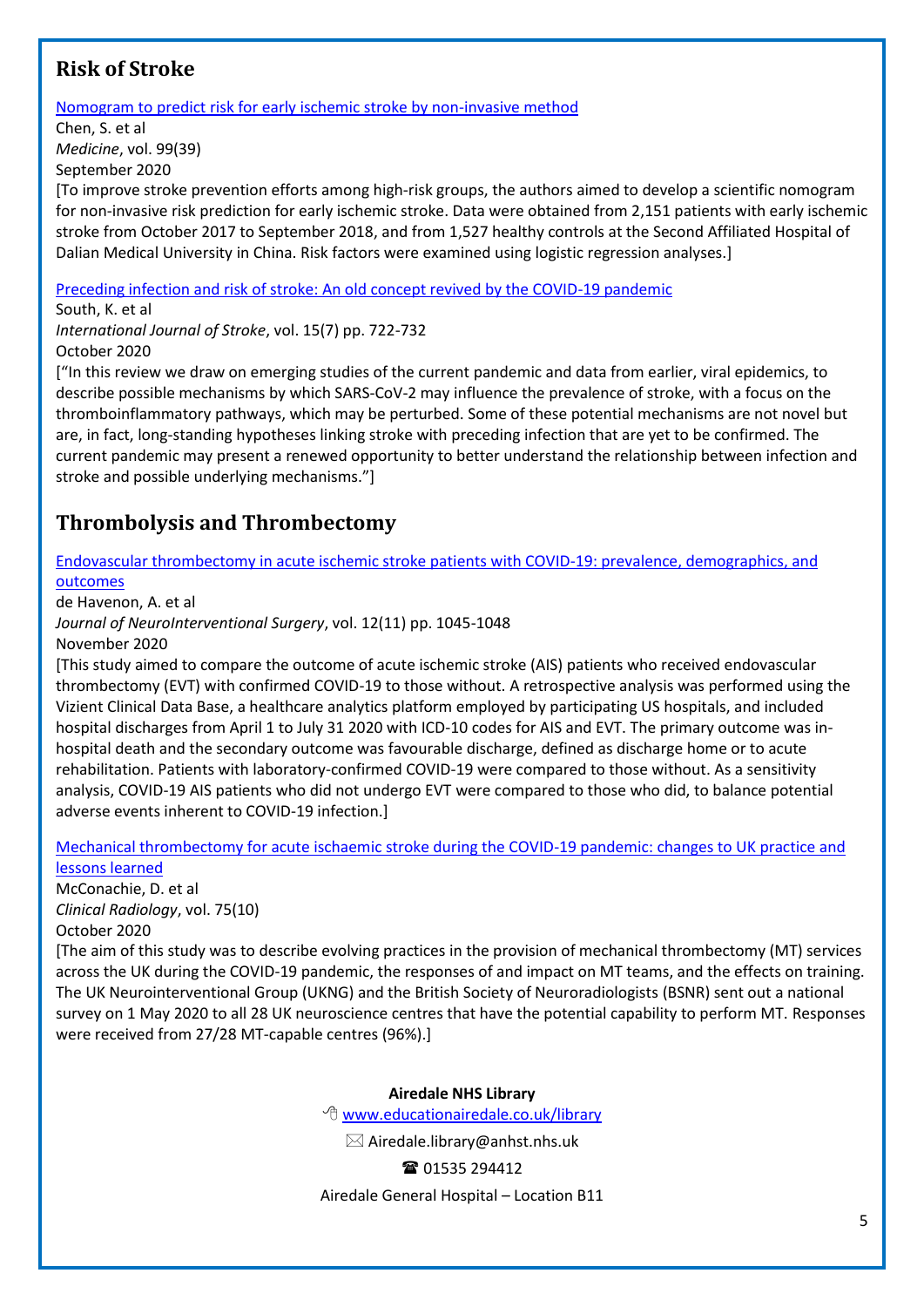## Risk of Stroke

[Nomogram to predict risk for early ischemic stroke by non-invasive method]

Chen, S. et al
*Medicine*, vol. 99(39)
September 2020
[To improve stroke prevention efforts among high-risk groups, the authors aimed to develop a scientific nomogram for non-invasive risk prediction for early ischemic stroke. Data were obtained from 2,151 patients with early ischemic stroke from October 2017 to September 2018, and from 1,527 healthy controls at the Second Affiliated Hospital of Dalian Medical University in China. Risk factors were examined using logistic regression analyses.]

[Preceding infection and risk of stroke: An old concept revived by the COVID-19 pandemic]

South, K. et al
*International Journal of Stroke*, vol. 15(7) pp. 722-732
October 2020
["In this review we draw on emerging studies of the current pandemic and data from earlier, viral epidemics, to describe possible mechanisms by which SARS-CoV-2 may influence the prevalence of stroke, with a focus on the thromboinflammatory pathways, which may be perturbed. Some of these potential mechanisms are not novel but are, in fact, long-standing hypotheses linking stroke with preceding infection that are yet to be confirmed. The current pandemic may present a renewed opportunity to better understand the relationship between infection and stroke and possible underlying mechanisms."]

## Thrombolysis and Thrombectomy

[Endovascular thrombectomy in acute ischemic stroke patients with COVID-19: prevalence, demographics, and outcomes]

de Havenon, A. et al
*Journal of NeuroInterventional Surgery*, vol. 12(11) pp. 1045-1048
November 2020
[This study aimed to compare the outcome of acute ischemic stroke (AIS) patients who received endovascular thrombectomy (EVT) with confirmed COVID-19 to those without. A retrospective analysis was performed using the Vizient Clinical Data Base, a healthcare analytics platform employed by participating US hospitals, and included hospital discharges from April 1 to July 31 2020 with ICD-10 codes for AIS and EVT. The primary outcome was in-hospital death and the secondary outcome was favourable discharge, defined as discharge home or to acute rehabilitation. Patients with laboratory-confirmed COVID-19 were compared to those without. As a sensitivity analysis, COVID-19 AIS patients who did not undergo EVT were compared to those who did, to balance potential adverse events inherent to COVID-19 infection.]

[Mechanical thrombectomy for acute ischaemic stroke during the COVID-19 pandemic: changes to UK practice and lessons learned]

McConachie, D. et al
*Clinical Radiology*, vol. 75(10)
October 2020
[The aim of this study was to describe evolving practices in the provision of mechanical thrombectomy (MT) services across the UK during the COVID-19 pandemic, the responses of and impact on MT teams, and the effects on training. The UK Neurointerventional Group (UKNG) and the British Society of Neuroradiologists (BSNR) sent out a national survey on 1 May 2020 to all 28 UK neuroscience centres that have the potential capability to perform MT. Responses were received from 27/28 MT-capable centres (96%).]

**Airedale NHS Library**

www.educationairedale.co.uk/library

Airedale.library@anhst.nhs.uk

01535 294412

Airedale General Hospital – Location B11